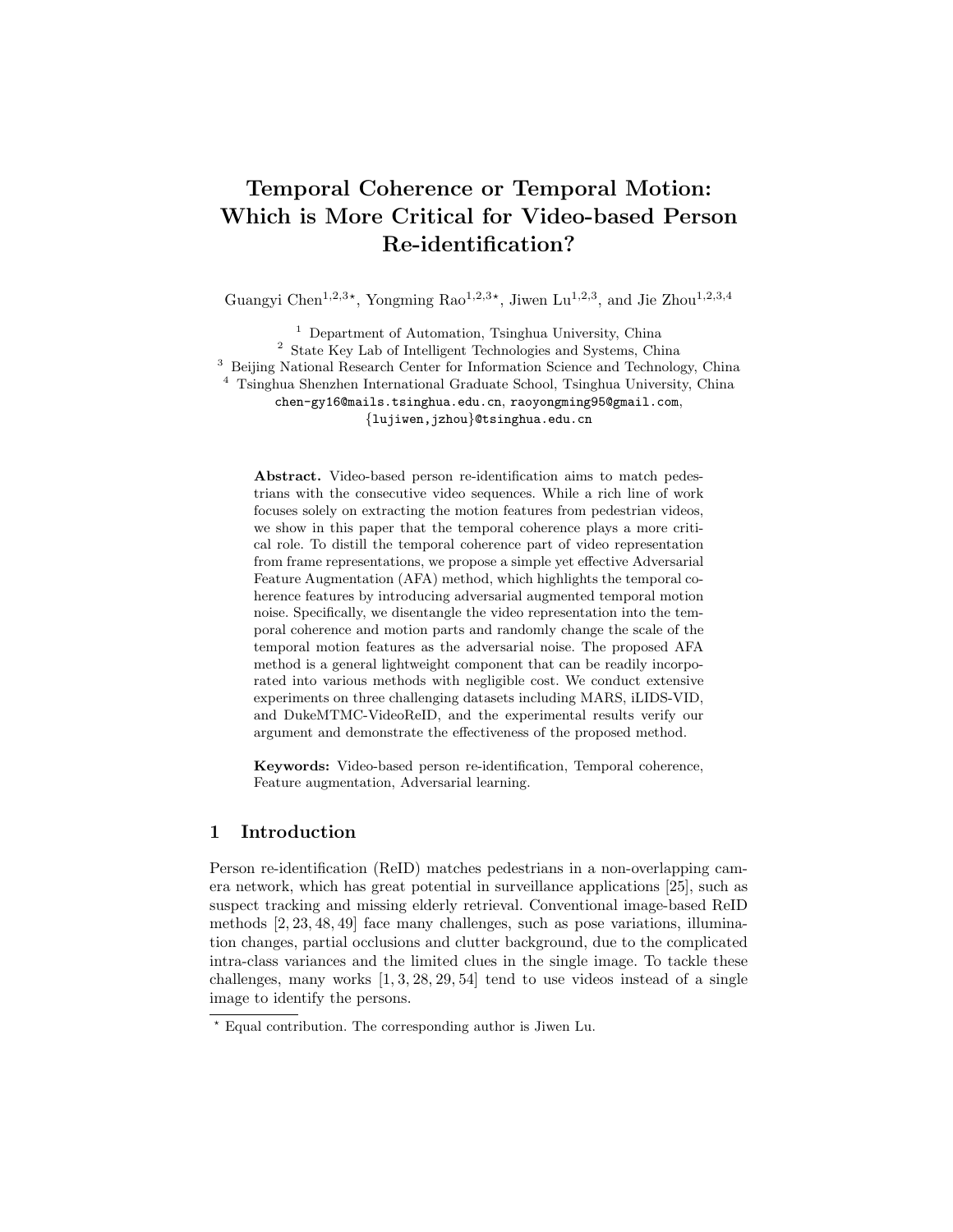# Temporal Coherence or Temporal Motion: Which is More Critical for Video-based Person Re-identification?

Guangyi Chen[1,2,3⋆], Yongming Rao[1,2,3⋆], Jiwen Lu[1,2,3], and Jie Zhou[1,2,3,4]

[1] Department of Automation, Tsinghua University, China
[2] State Key Lab of Intelligent Technologies and Systems, China
[3] Beijing National Research Center for Information Science and Technology, China
[4] Tsinghua Shenzhen International Graduate School, Tsinghua University, China
chen-gy16@mails.tsinghua.edu.cn, raoyongming95@gmail.com, {lujiwen,jzhou}@tsinghua.edu.cn

**Abstract.** Video-based person re-identification aims to match pedestrians with the consecutive video sequences. While a rich line of work focuses solely on extracting the motion features from pedestrian videos, we show in this paper that the temporal coherence plays a more critical role. To distill the temporal coherence part of video representation from frame representations, we propose a simple yet effective Adversarial Feature Augmentation (AFA) method, which highlights the temporal coherence features by introducing adversarial augmented temporal motion noise. Specifically, we disentangle the video representation into the temporal coherence and motion parts and randomly change the scale of the temporal motion features as the adversarial noise. The proposed AFA method is a general lightweight component that can be readily incorporated into various methods with negligible cost. We conduct extensive experiments on three challenging datasets including MARS, iLIDS-VID, and DukeMTMC-VideoReID, and the experimental results verify our argument and demonstrate the effectiveness of the proposed method.

**Keywords:** Video-based person re-identification, Temporal coherence, Feature augmentation, Adversarial learning.

## 1 Introduction

Person re-identification (ReID) matches pedestrians in a non-overlapping camera network, which has great potential in surveillance applications [25], such as suspect tracking and missing elderly retrieval. Conventional image-based ReID methods [2, 23, 48, 49] face many challenges, such as pose variations, illumination changes, partial occlusions and clutter background, due to the complicated intra-class variances and the limited clues in the single image. To tackle these challenges, many works [1, 3, 28, 29, 54] tend to use videos instead of a single image to identify the persons.

⋆ Equal contribution. The corresponding author is Jiwen Lu.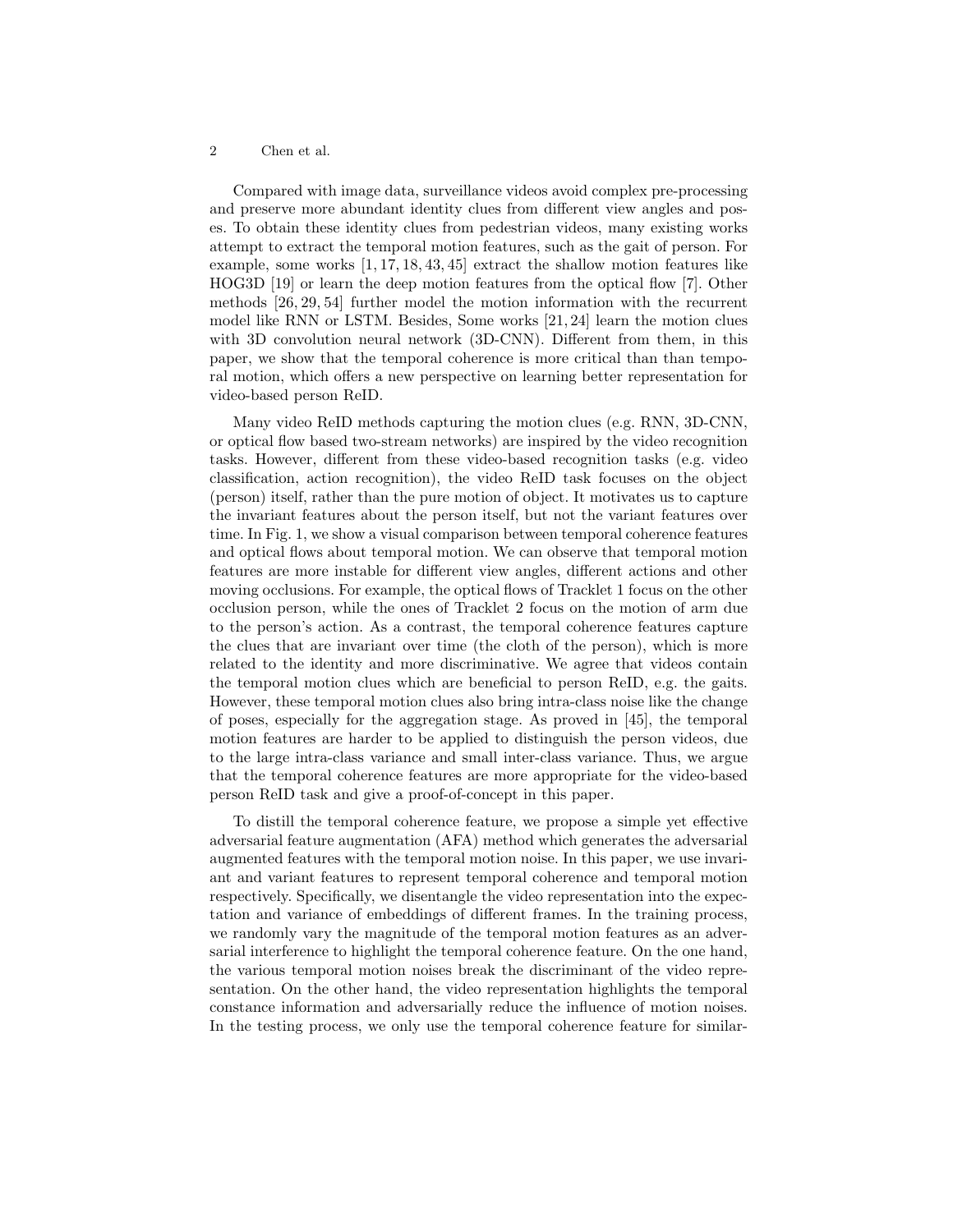Compared with image data, surveillance videos avoid complex pre-processing and preserve more abundant identity clues from different view angles and poses. To obtain these identity clues from pedestrian videos, many existing works attempt to extract the temporal motion features, such as the gait of person. For example, some works [1, 17, 18, 43, 45] extract the shallow motion features like HOG3D [19] or learn the deep motion features from the optical flow [7]. Other methods [26, 29, 54] further model the motion information with the recurrent model like RNN or LSTM. Besides, Some works [21, 24] learn the motion clues with 3D convolution neural network (3D-CNN). Different from them, in this paper, we show that the temporal coherence is more critical than than temporal motion, which offers a new perspective on learning better representation for video-based person ReID.

Many video ReID methods capturing the motion clues (e.g. RNN, 3D-CNN, or optical flow based two-stream networks) are inspired by the video recognition tasks. However, different from these video-based recognition tasks (e.g. video classification, action recognition), the video ReID task focuses on the object (person) itself, rather than the pure motion of object. It motivates us to capture the invariant features about the person itself, but not the variant features over time. In Fig. 1, we show a visual comparison between temporal coherence features and optical flows about temporal motion. We can observe that temporal motion features are more instable for different view angles, different actions and other moving occlusions. For example, the optical flows of Tracklet 1 focus on the other occlusion person, while the ones of Tracklet 2 focus on the motion of arm due to the person's action. As a contrast, the temporal coherence features capture the clues that are invariant over time (the cloth of the person), which is more related to the identity and more discriminative. We agree that videos contain the temporal motion clues which are beneficial to person ReID, e.g. the gaits. However, these temporal motion clues also bring intra-class noise like the change of poses, especially for the aggregation stage. As proved in [45], the temporal motion features are harder to be applied to distinguish the person videos, due to the large intra-class variance and small inter-class variance. Thus, we argue that the temporal coherence features are more appropriate for the video-based person ReID task and give a proof-of-concept in this paper.

To distill the temporal coherence feature, we propose a simple yet effective adversarial feature augmentation (AFA) method which generates the adversarial augmented features with the temporal motion noise. In this paper, we use invariant and variant features to represent temporal coherence and temporal motion respectively. Specifically, we disentangle the video representation into the expectation and variance of embeddings of different frames. In the training process, we randomly vary the magnitude of the temporal motion features as an adversarial interference to highlight the temporal coherence feature. On the one hand, the various temporal motion noises break the discriminant of the video representation. On the other hand, the video representation highlights the temporal constance information and adversarially reduce the influence of motion noises. In the testing process, we only use the temporal coherence feature for similar-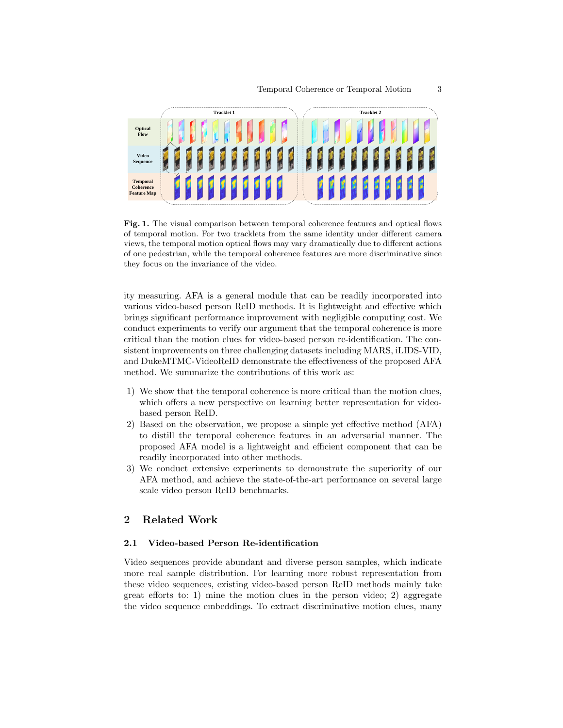**Fig. 1.** The visual comparison between temporal coherence features and optical flows of temporal motion. For two tracklets from the same identity under different camera views, the temporal motion optical flows may vary dramatically due to different actions of one pedestrian, while the temporal coherence features are more discriminative since they focus on the invariance of the video.

ity measuring. AFA is a general module that can be readily incorporated into various video-based person ReID methods. It is lightweight and effective which brings significant performance improvement with negligible computing cost. We conduct experiments to verify our argument that the temporal coherence is more critical than the motion clues for video-based person re-identification. The consistent improvements on three challenging datasets including MARS, iLIDS-VID, and DukeMTMC-VideoReID demonstrate the effectiveness of the proposed AFA method. We summarize the contributions of this work as:

1) We show that the temporal coherence is more critical than the motion clues, which offers a new perspective on learning better representation for video-based person ReID.
2) Based on the observation, we propose a simple yet effective method (AFA) to distill the temporal coherence features in an adversarial manner. The proposed AFA model is a lightweight and efficient component that can be readily incorporated into other methods.
3) We conduct extensive experiments to demonstrate the superiority of our AFA method, and achieve the state-of-the-art performance on several large scale video person ReID benchmarks.

## 2 Related Work

### 2.1 Video-based Person Re-identification

Video sequences provide abundant and diverse person samples, which indicate more real sample distribution. For learning more robust representation from these video sequences, existing video-based person ReID methods mainly take great efforts to: 1) mine the motion clues in the person video; 2) aggregate the video sequence embeddings. To extract discriminative motion clues, many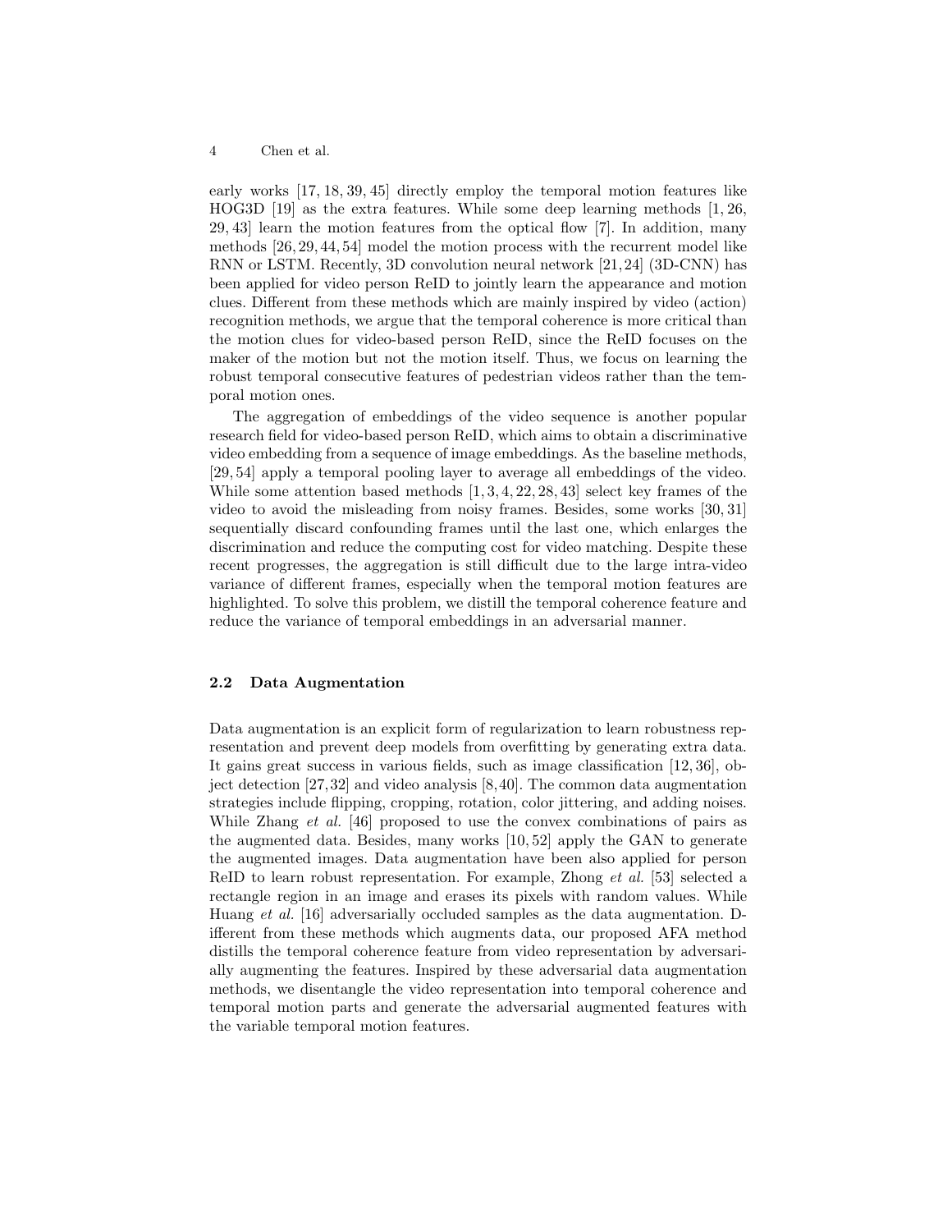early works [17, 18, 39, 45] directly employ the temporal motion features like HOG3D [19] as the extra features. While some deep learning methods [1, 26, 29, 43] learn the motion features from the optical flow [7]. In addition, many methods [26, 29, 44, 54] model the motion process with the recurrent model like RNN or LSTM. Recently, 3D convolution neural network [21, 24] (3D-CNN) has been applied for video person ReID to jointly learn the appearance and motion clues. Different from these methods which are mainly inspired by video (action) recognition methods, we argue that the temporal coherence is more critical than the motion clues for video-based person ReID, since the ReID focuses on the maker of the motion but not the motion itself. Thus, we focus on learning the robust temporal consecutive features of pedestrian videos rather than the temporal motion ones.

The aggregation of embeddings of the video sequence is another popular research field for video-based person ReID, which aims to obtain a discriminative video embedding from a sequence of image embeddings. As the baseline methods, [29, 54] apply a temporal pooling layer to average all embeddings of the video. While some attention based methods [1, 3, 4, 22, 28, 43] select key frames of the video to avoid the misleading from noisy frames. Besides, some works [30, 31] sequentially discard confounding frames until the last one, which enlarges the discrimination and reduce the computing cost for video matching. Despite these recent progresses, the aggregation is still difficult due to the large intra-video variance of different frames, especially when the temporal motion features are highlighted. To solve this problem, we distill the temporal coherence feature and reduce the variance of temporal embeddings in an adversarial manner.

### 2.2 Data Augmentation

Data augmentation is an explicit form of regularization to learn robustness representation and prevent deep models from overfitting by generating extra data. It gains great success in various fields, such as image classification [12, 36], object detection [27, 32] and video analysis [8, 40]. The common data augmentation strategies include flipping, cropping, rotation, color jittering, and adding noises. While Zhang *et al.* [46] proposed to use the convex combinations of pairs as the augmented data. Besides, many works [10, 52] apply the GAN to generate the augmented images. Data augmentation have been also applied for person ReID to learn robust representation. For example, Zhong *et al.* [53] selected a rectangle region in an image and erases its pixels with random values. While Huang *et al.* [16] adversarially occluded samples as the data augmentation. Different from these methods which augments data, our proposed AFA method distills the temporal coherence feature from video representation by adversarially augmenting the features. Inspired by these adversarial data augmentation methods, we disentangle the video representation into temporal coherence and temporal motion parts and generate the adversarial augmented features with the variable temporal motion features.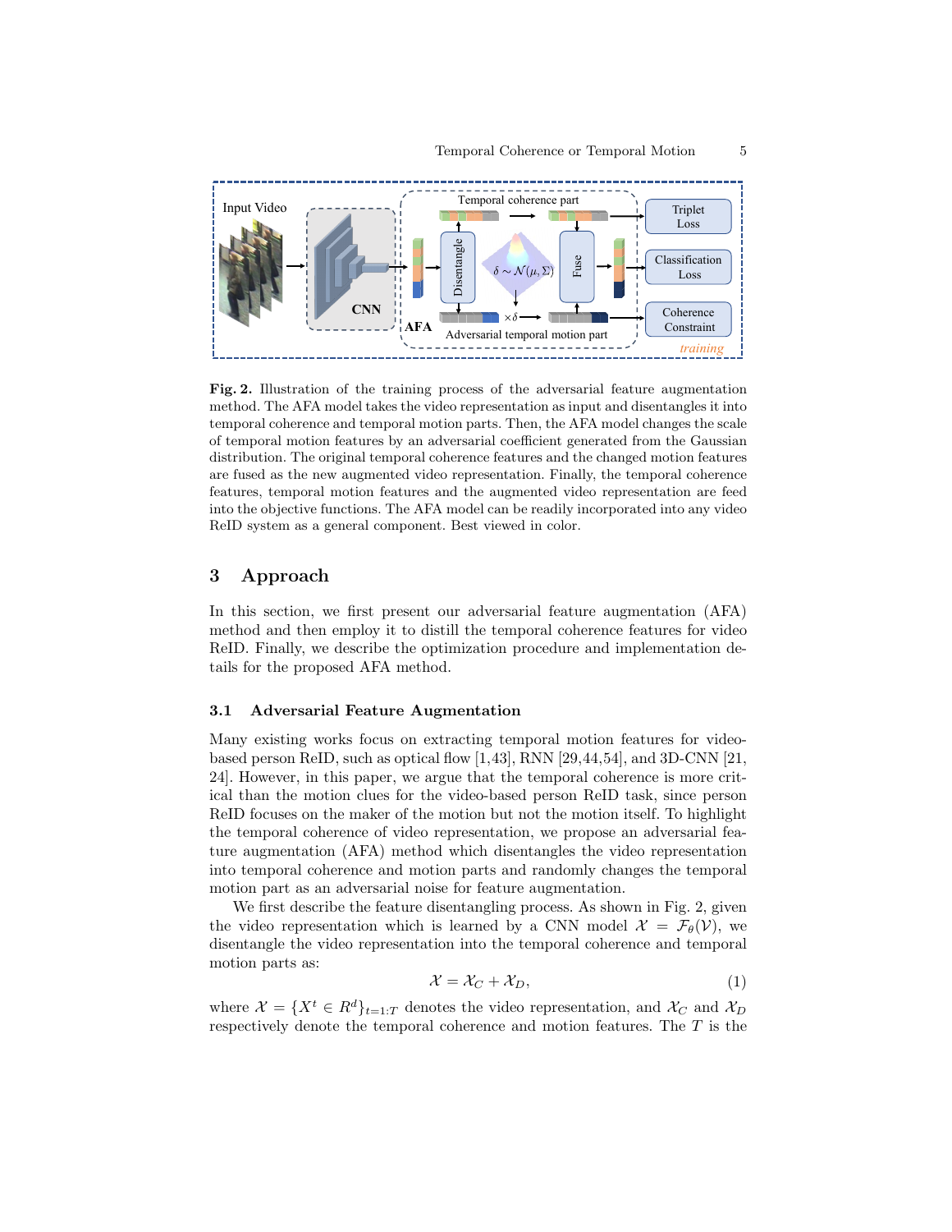**Fig. 2.** Illustration of the training process of the adversarial feature augmentation method. The AFA model takes the video representation as input and disentangles it into temporal coherence and temporal motion parts. Then, the AFA model changes the scale of temporal motion features by an adversarial coefficient generated from the Gaussian distribution. The original temporal coherence features and the changed motion features are fused as the new augmented video representation. Finally, the temporal coherence features, temporal motion features and the augmented video representation are feed into the objective functions. The AFA model can be readily incorporated into any video ReID system as a general component. Best viewed in color.

## 3 Approach

In this section, we first present our adversarial feature augmentation (AFA) method and then employ it to distill the temporal coherence features for video ReID. Finally, we describe the optimization procedure and implementation details for the proposed AFA method.

### 3.1 Adversarial Feature Augmentation

Many existing works focus on extracting temporal motion features for video-based person ReID, such as optical flow [1,43], RNN [29,44,54], and 3D-CNN [21, 24]. However, in this paper, we argue that the temporal coherence is more critical than the motion clues for the video-based person ReID task, since person ReID focuses on the maker of the motion but not the motion itself. To highlight the temporal coherence of video representation, we propose an adversarial feature augmentation (AFA) method which disentangles the video representation into temporal coherence and motion parts and randomly changes the temporal motion part as an adversarial noise for feature augmentation.

We first describe the feature disentangling process. As shown in Fig. 2, given the video representation which is learned by a CNN model $\mathcal{X} = \mathcal{F}_\theta(\mathcal{V})$, we disentangle the video representation into the temporal coherence and temporal motion parts as:

$$\mathcal{X} = \mathcal{X}_C + \mathcal{X}_D, \tag{1}$$

where $\mathcal{X} = \{X^t \in R^d\}_{t=1:T}$ denotes the video representation, and $\mathcal{X}_C$ and $\mathcal{X}_D$ respectively denote the temporal coherence and motion features. The $T$ is the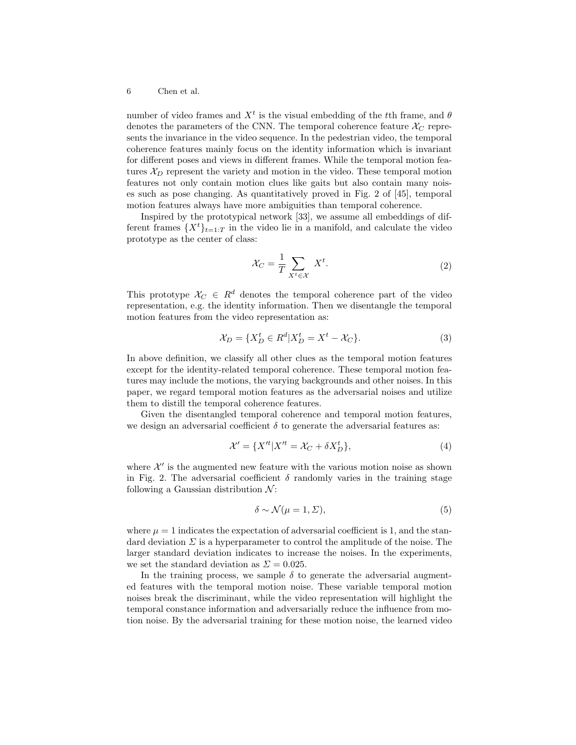number of video frames and $X^t$ is the visual embedding of the $t$th frame, and $\theta$ denotes the parameters of the CNN. The temporal coherence feature $\mathcal{X}_C$ represents the invariance in the video sequence. In the pedestrian video, the temporal coherence features mainly focus on the identity information which is invariant for different poses and views in different frames. While the temporal motion features $\mathcal{X}_D$ represent the variety and motion in the video. These temporal motion features not only contain motion clues like gaits but also contain many noises such as pose changing. As quantitatively proved in Fig. 2 of [45], temporal motion features always have more ambiguities than temporal coherence.

Inspired by the prototypical network [33], we assume all embeddings of different frames $\{X^t\}_{t=1:T}$ in the video lie in a manifold, and calculate the video prototype as the center of class:

$$\mathcal{X}_C = \frac{1}{T} \sum_{X^t \in \mathcal{X}} X^t. \tag{2}$$

This prototype $\mathcal{X}_C \in R^d$ denotes the temporal coherence part of the video representation, e.g. the identity information. Then we disentangle the temporal motion features from the video representation as:

$$\mathcal{X}_D = \{X_D^t \in R^d | X_D^t = X^t - \mathcal{X}_C\}. \tag{3}$$

In above definition, we classify all other clues as the temporal motion features except for the identity-related temporal coherence. These temporal motion features may include the motions, the varying backgrounds and other noises. In this paper, we regard temporal motion features as the adversarial noises and utilize them to distill the temporal coherence features.

Given the disentangled temporal coherence and temporal motion features, we design an adversarial coefficient $\delta$ to generate the adversarial features as:

$$\mathcal{X}' = \{X'^t | X'^t = \mathcal{X}_C + \delta X_D^t\}, \tag{4}$$

where $\mathcal{X}'$ is the augmented new feature with the various motion noise as shown in Fig. 2. The adversarial coefficient $\delta$ randomly varies in the training stage following a Gaussian distribution $\mathcal{N}$:

$$\delta \sim \mathcal{N}(\mu = 1, \Sigma), \tag{5}$$

where $\mu = 1$ indicates the expectation of adversarial coefficient is 1, and the standard deviation $\Sigma$ is a hyperparameter to control the amplitude of the noise. The larger standard deviation indicates to increase the noises. In the experiments, we set the standard deviation as $\Sigma = 0.025$.

In the training process, we sample $\delta$ to generate the adversarial augmented features with the temporal motion noise. These variable temporal motion noises break the discriminant, while the video representation will highlight the temporal constance information and adversarially reduce the influence from motion noise. By the adversarial training for these motion noise, the learned video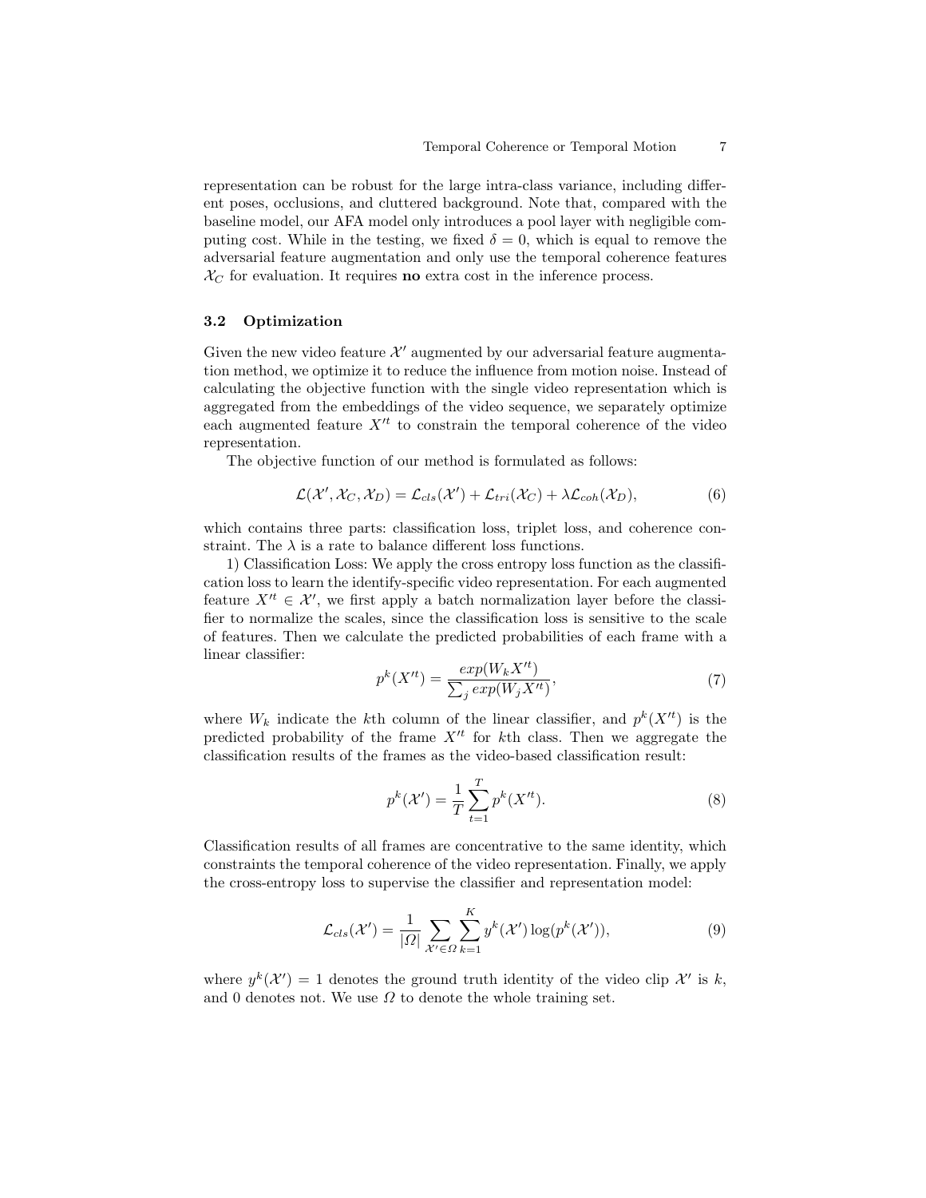representation can be robust for the large intra-class variance, including different poses, occlusions, and cluttered background. Note that, compared with the baseline model, our AFA model only introduces a pool layer with negligible computing cost. While in the testing, we fixed $\delta = 0$, which is equal to remove the adversarial feature augmentation and only use the temporal coherence features $\mathcal{X}_C$ for evaluation. It requires **no** extra cost in the inference process.

### 3.2 Optimization

Given the new video feature $\mathcal{X}'$ augmented by our adversarial feature augmentation method, we optimize it to reduce the influence from motion noise. Instead of calculating the objective function with the single video representation which is aggregated from the embeddings of the video sequence, we separately optimize each augmented feature $X'^t$ to constrain the temporal coherence of the video representation.

The objective function of our method is formulated as follows:

$$\mathcal{L}(\mathcal{X}', \mathcal{X}_C, \mathcal{X}_D) = \mathcal{L}_{cls}(\mathcal{X}') + \mathcal{L}_{tri}(\mathcal{X}_C) + \lambda \mathcal{L}_{coh}(\mathcal{X}_D), \tag{6}$$

which contains three parts: classification loss, triplet loss, and coherence constraint. The $\lambda$ is a rate to balance different loss functions.

1) Classification Loss: We apply the cross entropy loss function as the classification loss to learn the identify-specific video representation. For each augmented feature $X'^t \in \mathcal{X}'$, we first apply a batch normalization layer before the classifier to normalize the scales, since the classification loss is sensitive to the scale of features. Then we calculate the predicted probabilities of each frame with a linear classifier:

$$p^k(X'^t) = \frac{exp(W_k X'^t)}{\sum_j exp(W_j X'^t)}, \tag{7}$$

where $W_k$ indicate the $k$th column of the linear classifier, and $p^k(X'^t)$ is the predicted probability of the frame $X'^t$ for $k$th class. Then we aggregate the classification results of the frames as the video-based classification result:

$$p^k(\mathcal{X}') = \frac{1}{T} \sum_{t=1}^{T} p^k(X'^t). \tag{8}$$

Classification results of all frames are concentrative to the same identity, which constraints the temporal coherence of the video representation. Finally, we apply the cross-entropy loss to supervise the classifier and representation model:

$$\mathcal{L}_{cls}(\mathcal{X}') = \frac{1}{|\Omega|} \sum_{\mathcal{X}' \in \Omega} \sum_{k=1}^{K} y^k(\mathcal{X}') \log(p^k(\mathcal{X}')), \tag{9}$$

where $y^k(\mathcal{X}') = 1$ denotes the ground truth identity of the video clip $\mathcal{X}'$ is $k$, and 0 denotes not. We use $\Omega$ to denote the whole training set.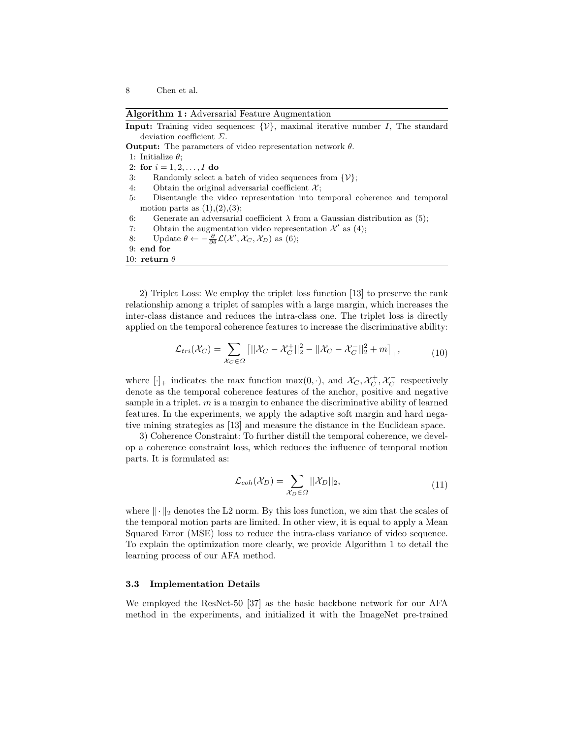**Algorithm 1 :** Adversarial Feature Augmentation

**Input:** Training video sequences: $\{\mathcal{V}\}$, maximal iterative number $I$, The standard deviation coefficient $\Sigma$.

**Output:** The parameters of video representation network $\theta$.

1: Initialize $\theta$;
2: **for** $i = 1, 2, \ldots, I$ **do**
3: Randomly select a batch of video sequences from $\{\mathcal{V}\}$;
4: Obtain the original adversarial coefficient $\mathcal{X}$;
5: Disentangle the video representation into temporal coherence and temporal motion parts as (1),(2),(3);
6: Generate an adversarial coefficient $\lambda$ from a Gaussian distribution as (5);
7: Obtain the augmentation video representation $\mathcal{X}'$ as (4);
8: Update $\theta \leftarrow -\frac{\partial}{\partial \theta}\mathcal{L}(\mathcal{X}', \mathcal{X}_C, \mathcal{X}_D)$ as (6);
9: **end for**
10: **return** $\theta$

2) Triplet Loss: We employ the triplet loss function [13] to preserve the rank relationship among a triplet of samples with a large margin, which increases the inter-class distance and reduces the intra-class one. The triplet loss is directly applied on the temporal coherence features to increase the discriminative ability:

$$\mathcal{L}_{tri}(\mathcal{X}_C) = \sum_{\mathcal{X}_C \in \Omega} \left[ ||\mathcal{X}_C - \mathcal{X}_C^+||_2^2 - ||\mathcal{X}_C - \mathcal{X}_C^-||_2^2 + m \right]_+, \tag{10}$$

where $[\cdot]_+$ indicates the max function $\max(0, \cdot)$, and $\mathcal{X}_C, \mathcal{X}_C^+, \mathcal{X}_C^-$ respectively denote as the temporal coherence features of the anchor, positive and negative sample in a triplet. $m$ is a margin to enhance the discriminative ability of learned features. In the experiments, we apply the adaptive soft margin and hard negative mining strategies as [13] and measure the distance in the Euclidean space.

3) Coherence Constraint: To further distill the temporal coherence, we develop a coherence constraint loss, which reduces the influence of temporal motion parts. It is formulated as:

$$\mathcal{L}_{coh}(\mathcal{X}_D) = \sum_{\mathcal{X}_D \in \Omega} ||\mathcal{X}_D||_2, \tag{11}$$

where $||\cdot||_2$ denotes the L2 norm. By this loss function, we aim that the scales of the temporal motion parts are limited. In other view, it is equal to apply a Mean Squared Error (MSE) loss to reduce the intra-class variance of video sequence. To explain the optimization more clearly, we provide Algorithm 1 to detail the learning process of our AFA method.

### 3.3 Implementation Details

We employed the ResNet-50 [37] as the basic backbone network for our AFA method in the experiments, and initialized it with the ImageNet pre-trained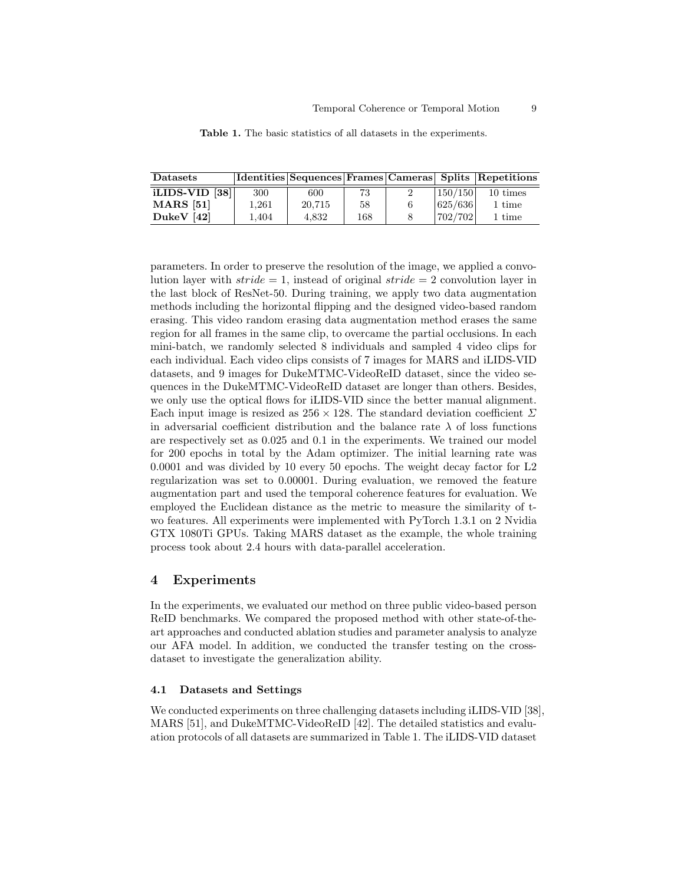Table 1. The basic statistics of all datasets in the experiments.

| Datasets | Identities | Sequences | Frames | Cameras | Splits | Repetitions |
|---|---|---|---|---|---|---|
| **iLIDS-VID [38]** | 300 | 600 | 73 | 2 | 150/150 | 10 times |
| **MARS [51]** | 1,261 | 20,715 | 58 | 6 | 625/636 | 1 time |
| **DukeV [42]** | 1,404 | 4,832 | 168 | 8 | 702/702 | 1 time |

parameters. In order to preserve the resolution of the image, we applied a convolution layer with $stride = 1$, instead of original $stride = 2$ convolution layer in the last block of ResNet-50. During training, we apply two data augmentation methods including the horizontal flipping and the designed video-based random erasing. This video random erasing data augmentation method erases the same region for all frames in the same clip, to overcame the partial occlusions. In each mini-batch, we randomly selected 8 individuals and sampled 4 video clips for each individual. Each video clips consists of 7 images for MARS and iLIDS-VID datasets, and 9 images for DukeMTMC-VideoReID dataset, since the video sequences in the DukeMTMC-VideoReID dataset are longer than others. Besides, we only use the optical flows for iLIDS-VID since the better manual alignment. Each input image is resized as $256 \times 128$. The standard deviation coefficient $\Sigma$ in adversarial coefficient distribution and the balance rate $\lambda$ of loss functions are respectively set as 0.025 and 0.1 in the experiments. We trained our model for 200 epochs in total by the Adam optimizer. The initial learning rate was 0.0001 and was divided by 10 every 50 epochs. The weight decay factor for L2 regularization was set to 0.00001. During evaluation, we removed the feature augmentation part and used the temporal coherence features for evaluation. We employed the Euclidean distance as the metric to measure the similarity of two features. All experiments were implemented with PyTorch 1.3.1 on 2 Nvidia GTX 1080Ti GPUs. Taking MARS dataset as the example, the whole training process took about 2.4 hours with data-parallel acceleration.

## 4 Experiments

In the experiments, we evaluated our method on three public video-based person ReID benchmarks. We compared the proposed method with other state-of-the-art approaches and conducted ablation studies and parameter analysis to analyze our AFA model. In addition, we conducted the transfer testing on the cross-dataset to investigate the generalization ability.

### 4.1 Datasets and Settings

We conducted experiments on three challenging datasets including iLIDS-VID [38], MARS [51], and DukeMTMC-VideoReID [42]. The detailed statistics and evaluation protocols of all datasets are summarized in Table 1. The iLIDS-VID dataset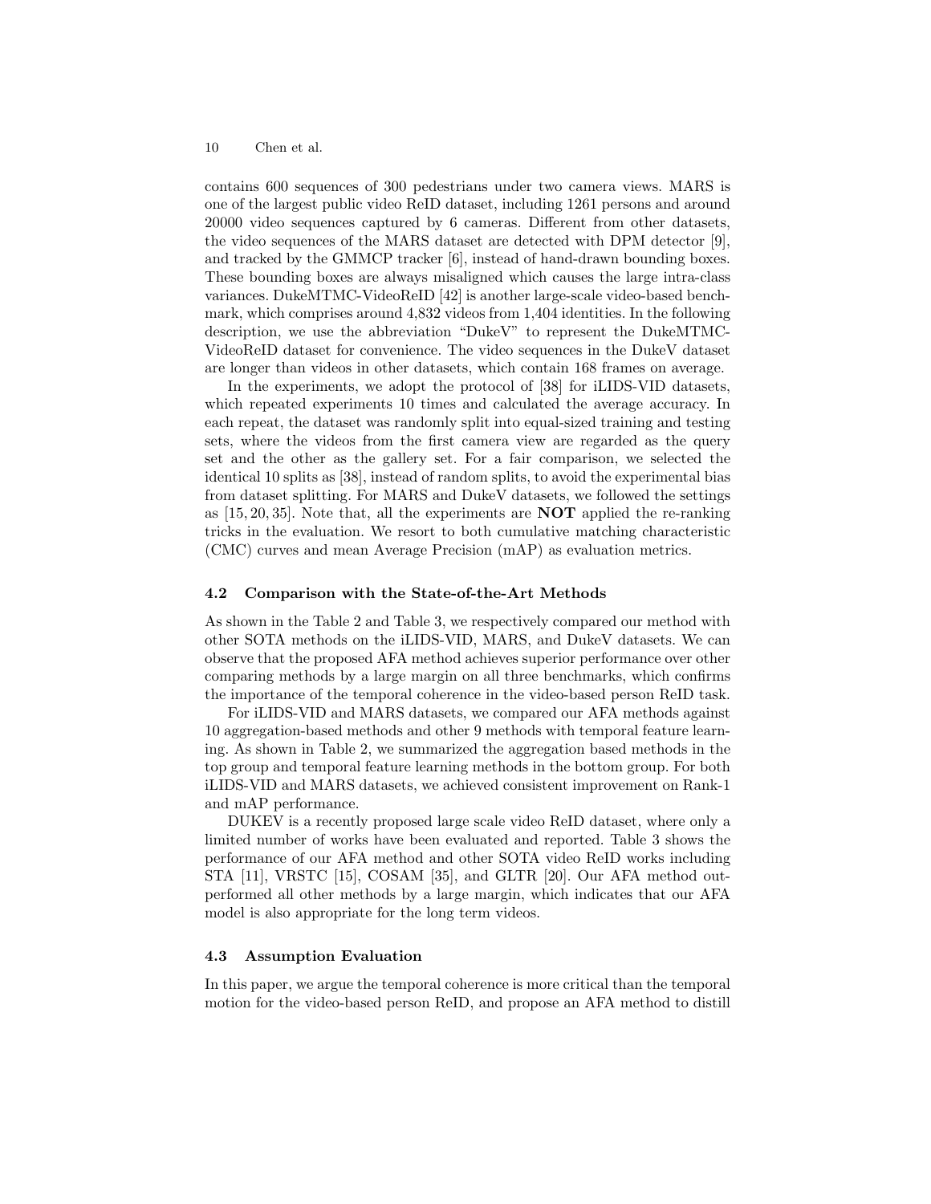contains 600 sequences of 300 pedestrians under two camera views. MARS is one of the largest public video ReID dataset, including 1261 persons and around 20000 video sequences captured by 6 cameras. Different from other datasets, the video sequences of the MARS dataset are detected with DPM detector [9], and tracked by the GMMCP tracker [6], instead of hand-drawn bounding boxes. These bounding boxes are always misaligned which causes the large intra-class variances. DukeMTMC-VideoReID [42] is another large-scale video-based benchmark, which comprises around 4,832 videos from 1,404 identities. In the following description, we use the abbreviation "DukeV" to represent the DukeMTMC-VideoReID dataset for convenience. The video sequences in the DukeV dataset are longer than videos in other datasets, which contain 168 frames on average.

In the experiments, we adopt the protocol of [38] for iLIDS-VID datasets, which repeated experiments 10 times and calculated the average accuracy. In each repeat, the dataset was randomly split into equal-sized training and testing sets, where the videos from the first camera view are regarded as the query set and the other as the gallery set. For a fair comparison, we selected the identical 10 splits as [38], instead of random splits, to avoid the experimental bias from dataset splitting. For MARS and DukeV datasets, we followed the settings as [15, 20, 35]. Note that, all the experiments are **NOT** applied the re-ranking tricks in the evaluation. We resort to both cumulative matching characteristic (CMC) curves and mean Average Precision (mAP) as evaluation metrics.

### 4.2 Comparison with the State-of-the-Art Methods

As shown in the Table 2 and Table 3, we respectively compared our method with other SOTA methods on the iLIDS-VID, MARS, and DukeV datasets. We can observe that the proposed AFA method achieves superior performance over other comparing methods by a large margin on all three benchmarks, which confirms the importance of the temporal coherence in the video-based person ReID task.

For iLIDS-VID and MARS datasets, we compared our AFA methods against 10 aggregation-based methods and other 9 methods with temporal feature learning. As shown in Table 2, we summarized the aggregation based methods in the top group and temporal feature learning methods in the bottom group. For both iLIDS-VID and MARS datasets, we achieved consistent improvement on Rank-1 and mAP performance.

DUKEV is a recently proposed large scale video ReID dataset, where only a limited number of works have been evaluated and reported. Table 3 shows the performance of our AFA method and other SOTA video ReID works including STA [11], VRSTC [15], COSAM [35], and GLTR [20]. Our AFA method outperformed all other methods by a large margin, which indicates that our AFA model is also appropriate for the long term videos.

### 4.3 Assumption Evaluation

In this paper, we argue the temporal coherence is more critical than the temporal motion for the video-based person ReID, and propose an AFA method to distill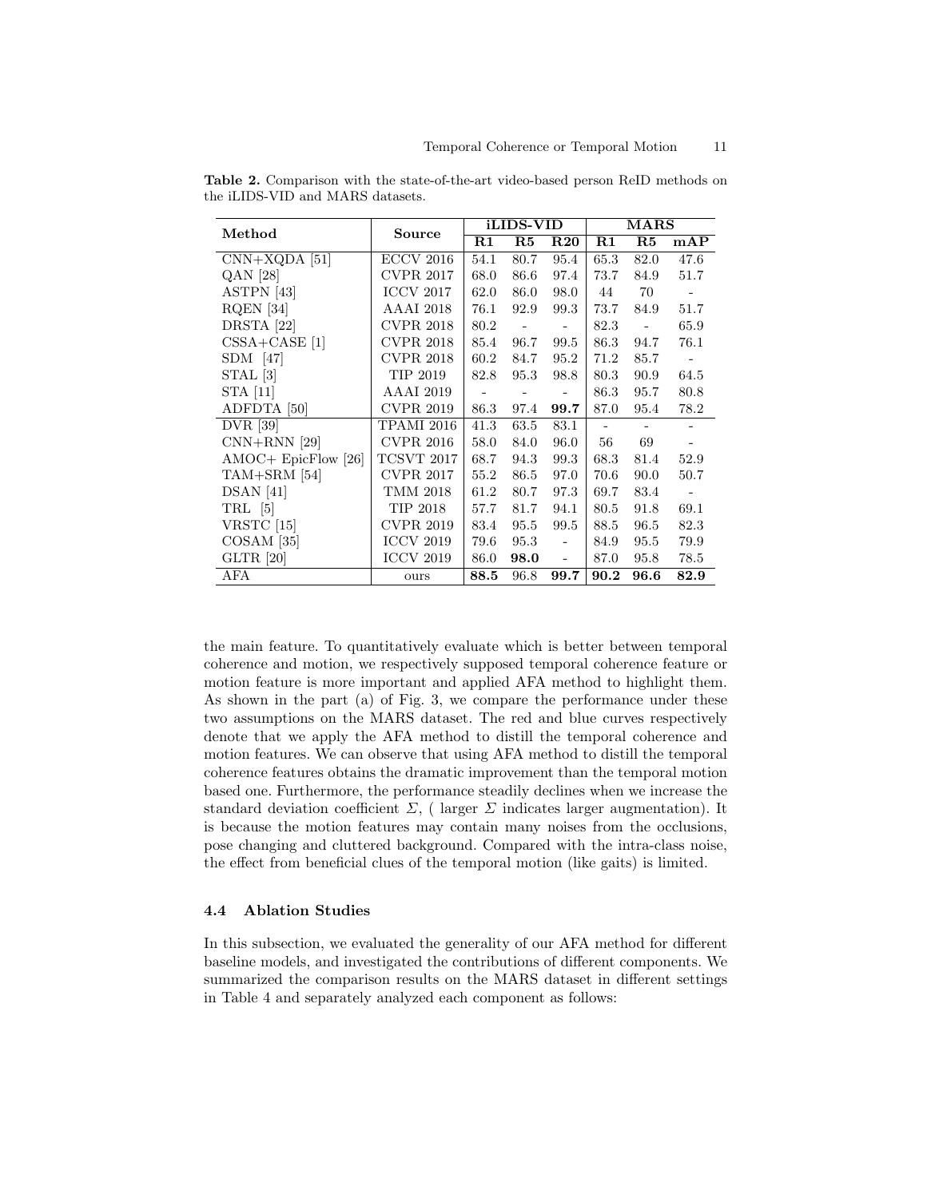**Table 2.** Comparison with the state-of-the-art video-based person ReID methods on the iLIDS-VID and MARS datasets.

| Method | Source | iLIDS-VID | | | MARS | | |
|---|---|---|---|---|---|---|---|
| | | **R1** | **R5** | **R20** | **R1** | **R5** | **mAP** |
| CNN+XQDA [51] | ECCV 2016 | 54.1 | 80.7 | 95.4 | 65.3 | 82.0 | 47.6 |
| QAN [28] | CVPR 2017 | 68.0 | 86.6 | 97.4 | 73.7 | 84.9 | 51.7 |
| ASTPN [43] | ICCV 2017 | 62.0 | 86.0 | 98.0 | 44 | 70 | - |
| RQEN [34] | AAAI 2018 | 76.1 | 92.9 | 99.3 | 73.7 | 84.9 | 51.7 |
| DRSTA [22] | CVPR 2018 | 80.2 | - | - | 82.3 | - | 65.9 |
| CSSA+CASE [1] | CVPR 2018 | 85.4 | 96.7 | 99.5 | 86.3 | 94.7 | 76.1 |
| SDM [47] | CVPR 2018 | 60.2 | 84.7 | 95.2 | 71.2 | 85.7 | - |
| STAL [3] | TIP 2019 | 82.8 | 95.3 | 98.8 | 80.3 | 90.9 | 64.5 |
| STA [11] | AAAI 2019 | - | - | - | 86.3 | 95.7 | 80.8 |
| ADFDTA [50] | CVPR 2019 | 86.3 | 97.4 | **99.7** | 87.0 | 95.4 | 78.2 |
| DVR [39] | TPAMI 2016 | 41.3 | 63.5 | 83.1 | - | - | - |
| CNN+RNN [29] | CVPR 2016 | 58.0 | 84.0 | 96.0 | 56 | 69 | - |
| AMOC+ EpicFlow [26] | TCSVT 2017 | 68.7 | 94.3 | 99.3 | 68.3 | 81.4 | 52.9 |
| TAM+SRM [54] | CVPR 2017 | 55.2 | 86.5 | 97.0 | 70.6 | 90.0 | 50.7 |
| DSAN [41] | TMM 2018 | 61.2 | 80.7 | 97.3 | 69.7 | 83.4 | - |
| TRL [5] | TIP 2018 | 57.7 | 81.7 | 94.1 | 80.5 | 91.8 | 69.1 |
| VRSTC [15] | CVPR 2019 | 83.4 | 95.5 | 99.5 | 88.5 | 96.5 | 82.3 |
| COSAM [35] | ICCV 2019 | 79.6 | 95.3 | - | 84.9 | 95.5 | 79.9 |
| GLTR [20] | ICCV 2019 | 86.0 | **98.0** | - | 87.0 | 95.8 | 78.5 |
| AFA | ours | **88.5** | 96.8 | **99.7** | **90.2** | **96.6** | **82.9** |

the main feature. To quantitatively evaluate which is better between temporal coherence and motion, we respectively supposed temporal coherence feature or motion feature is more important and applied AFA method to highlight them. As shown in the part (a) of Fig. 3, we compare the performance under these two assumptions on the MARS dataset. The red and blue curves respectively denote that we apply the AFA method to distill the temporal coherence and motion features. We can observe that using AFA method to distill the temporal coherence features obtains the dramatic improvement than the temporal motion based one. Furthermore, the performance steadily declines when we increase the standard deviation coefficient $\Sigma$, ( larger $\Sigma$ indicates larger augmentation). It is because the motion features may contain many noises from the occlusions, pose changing and cluttered background. Compared with the intra-class noise, the effect from beneficial clues of the temporal motion (like gaits) is limited.

### 4.4 Ablation Studies

In this subsection, we evaluated the generality of our AFA method for different baseline models, and investigated the contributions of different components. We summarized the comparison results on the MARS dataset in different settings in Table 4 and separately analyzed each component as follows: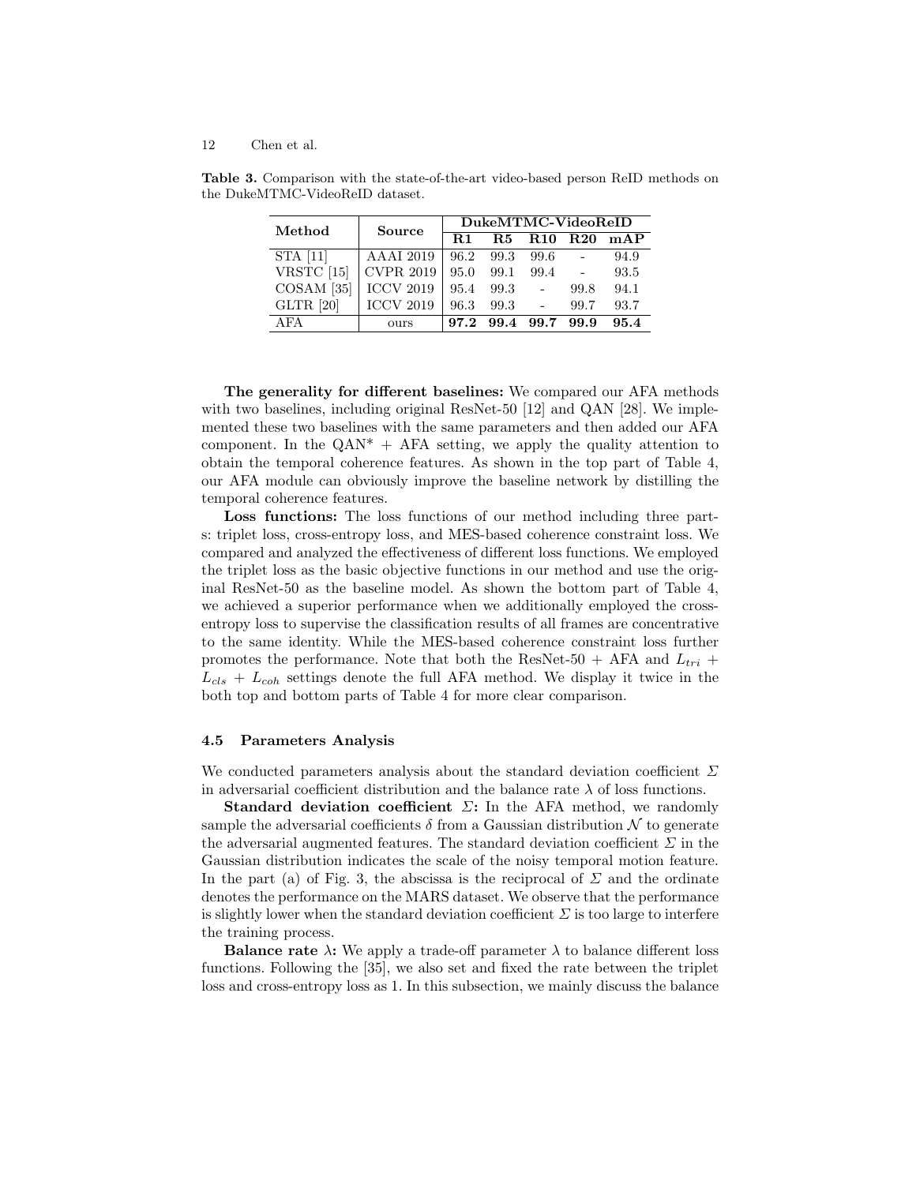**Table 3.** Comparison with the state-of-the-art video-based person ReID methods on the DukeMTMC-VideoReID dataset.

| Method | Source | DukeMTMC-VideoReID | | | | |
|---|---|---|---|---|---|---|
| | | R1 | R5 | R10 | R20 | mAP |
| STA [11] | AAAI 2019 | 96.2 | 99.3 | 99.6 | - | 94.9 |
| VRSTC [15] | CVPR 2019 | 95.0 | 99.1 | 99.4 | - | 93.5 |
| COSAM [35] | ICCV 2019 | 95.4 | 99.3 | - | 99.8 | 94.1 |
| GLTR [20] | ICCV 2019 | 96.3 | 99.3 | - | 99.7 | 93.7 |
| AFA | ours | **97.2** | **99.4** | **99.7** | **99.9** | **95.4** |

**The generality for different baselines:** We compared our AFA methods with two baselines, including original ResNet-50 [12] and QAN [28]. We implemented these two baselines with the same parameters and then added our AFA component. In the QAN* + AFA setting, we apply the quality attention to obtain the temporal coherence features. As shown in the top part of Table 4, our AFA module can obviously improve the baseline network by distilling the temporal coherence features.

**Loss functions:** The loss functions of our method including three parts: triplet loss, cross-entropy loss, and MES-based coherence constraint loss. We compared and analyzed the effectiveness of different loss functions. We employed the triplet loss as the basic objective functions in our method and use the original ResNet-50 as the baseline model. As shown the bottom part of Table 4, we achieved a superior performance when we additionally employed the cross-entropy loss to supervise the classification results of all frames are concentrative to the same identity. While the MES-based coherence constraint loss further promotes the performance. Note that both the ResNet-50 + AFA and $L_{tri}$ + $L_{cls}$ + $L_{coh}$ settings denote the full AFA method. We display it twice in the both top and bottom parts of Table 4 for more clear comparison.

### 4.5 Parameters Analysis

We conducted parameters analysis about the standard deviation coefficient $\Sigma$ in adversarial coefficient distribution and the balance rate $\lambda$ of loss functions.

**Standard deviation coefficient $\Sigma$:** In the AFA method, we randomly sample the adversarial coefficients $\delta$ from a Gaussian distribution $\mathcal{N}$ to generate the adversarial augmented features. The standard deviation coefficient $\Sigma$ in the Gaussian distribution indicates the scale of the noisy temporal motion feature. In the part (a) of Fig. 3, the abscissa is the reciprocal of $\Sigma$ and the ordinate denotes the performance on the MARS dataset. We observe that the performance is slightly lower when the standard deviation coefficient $\Sigma$ is too large to interfere the training process.

**Balance rate $\lambda$:** We apply a trade-off parameter $\lambda$ to balance different loss functions. Following the [35], we also set and fixed the rate between the triplet loss and cross-entropy loss as 1. In this subsection, we mainly discuss the balance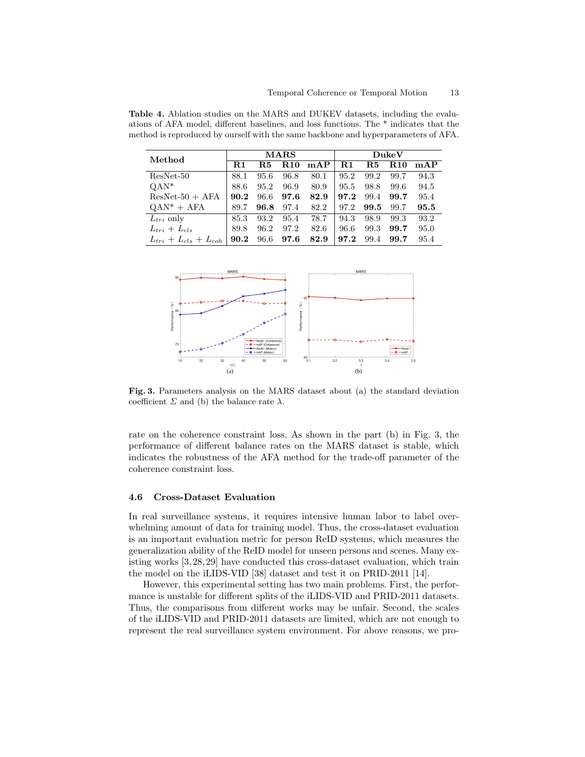**Table 4.** Ablation studies on the MARS and DUKEV datasets, including the evaluations of AFA model, different baselines, and loss functions. The * indicates that the method is reproduced by ourself with the same backbone and hyperparameters of AFA.

| Method | MARS | | | | DukeV | | | |
|---|---|---|---|---|---|---|---|---|
| | R1 | R5 | R10 | mAP | R1 | R5 | R10 | mAP |
| ResNet-50 | 88.1 | 95.6 | 96.8 | 80.1 | 95.2 | 99.2 | 99.7 | 94.3 |
| QAN* | 88.6 | 95.2 | 96.9 | 80.9 | 95.5 | 98.8 | 99.6 | 94.5 |
| ResNet-50 + AFA | **90.2** | 96.6 | **97.6** | **82.9** | **97.2** | 99.4 | **99.7** | 95.4 |
| QAN* + AFA | 89.7 | **96.8** | 97.4 | 82.2 | 97.2 | **99.5** | 99.7 | **95.5** |
| $L_{tri}$ only | 85.3 | 93.2 | 95.4 | 78.7 | 94.3 | 98.9 | 99.3 | 93.2 |
| $L_{tri}$ + $L_{cls}$ | 89.8 | 96.2 | 97.2 | 82.6 | 96.6 | 99.3 | **99.7** | 95.0 |
| $L_{tri}$ + $L_{cls}$ + $L_{coh}$ | **90.2** | 96.6 | **97.6** | **82.9** | **97.2** | 99.4 | **99.7** | 95.4 |

**Fig. 3.** Parameters analysis on the MARS dataset about (a) the standard deviation coefficient $\Sigma$ and (b) the balance rate $\lambda$.

rate on the coherence constraint loss. As shown in the part (b) in Fig. 3, the performance of different balance rates on the MARS dataset is stable, which indicates the robustness of the AFA method for the trade-off parameter of the coherence constraint loss.

### 4.6 Cross-Dataset Evaluation

In real surveillance systems, it requires intensive human labor to label overwhelming amount of data for training model. Thus, the cross-dataset evaluation is an important evaluation metric for person ReID systems, which measures the generalization ability of the ReID model for unseen persons and scenes. Many existing works [3, 28, 29] have conducted this cross-dataset evaluation, which train the model on the iLIDS-VID [38] dataset and test it on PRID-2011 [14].

However, this experimental setting has two main problems. First, the performance is unstable for different splits of the iLIDS-VID and PRID-2011 datasets. Thus, the comparisons from different works may be unfair. Second, the scales of the iLIDS-VID and PRID-2011 datasets are limited, which are not enough to represent the real surveillance system environment. For above reasons, we pro-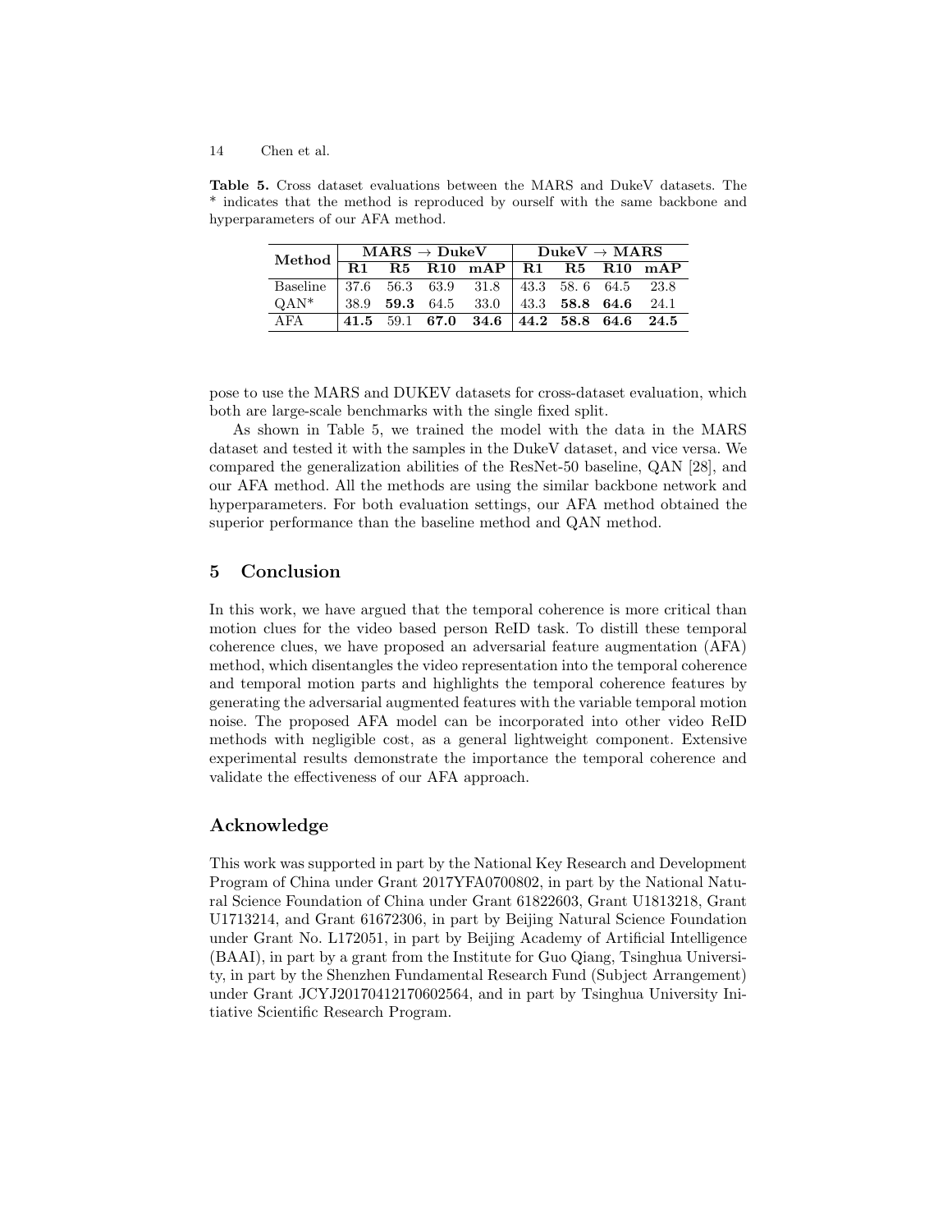**Table 5.** Cross dataset evaluations between the MARS and DukeV datasets. The * indicates that the method is reproduced by ourself with the same backbone and hyperparameters of our AFA method.

| Method | MARS → DukeV | | | | DukeV → MARS | | | |
|---|---|---|---|---|---|---|---|---|
| | **R1** | **R5** | **R10** | **mAP** | **R1** | **R5** | **R10** | **mAP** |
| Baseline | 37.6 | 56.3 | 63.9 | 31.8 | 43.3 | 58. 6 | 64.5 | 23.8 |
| QAN* | 38.9 | **59.3** | 64.5 | 33.0 | 43.3 | **58.8** | **64.6** | 24.1 |
| AFA | **41.5** | 59.1 | **67.0** | **34.6** | **44.2** | **58.8** | **64.6** | **24.5** |

pose to use the MARS and DUKEV datasets for cross-dataset evaluation, which both are large-scale benchmarks with the single fixed split.

As shown in Table 5, we trained the model with the data in the MARS dataset and tested it with the samples in the DukeV dataset, and vice versa. We compared the generalization abilities of the ResNet-50 baseline, QAN [28], and our AFA method. All the methods are using the similar backbone network and hyperparameters. For both evaluation settings, our AFA method obtained the superior performance than the baseline method and QAN method.

## 5 Conclusion

In this work, we have argued that the temporal coherence is more critical than motion clues for the video based person ReID task. To distill these temporal coherence clues, we have proposed an adversarial feature augmentation (AFA) method, which disentangles the video representation into the temporal coherence and temporal motion parts and highlights the temporal coherence features by generating the adversarial augmented features with the variable temporal motion noise. The proposed AFA model can be incorporated into other video ReID methods with negligible cost, as a general lightweight component. Extensive experimental results demonstrate the importance the temporal coherence and validate the effectiveness of our AFA approach.

## Acknowledge

This work was supported in part by the National Key Research and Development Program of China under Grant 2017YFA0700802, in part by the National Natural Science Foundation of China under Grant 61822603, Grant U1813218, Grant U1713214, and Grant 61672306, in part by Beijing Natural Science Foundation under Grant No. L172051, in part by Beijing Academy of Artificial Intelligence (BAAI), in part by a grant from the Institute for Guo Qiang, Tsinghua University, in part by the Shenzhen Fundamental Research Fund (Subject Arrangement) under Grant JCYJ20170412170602564, and in part by Tsinghua University Initiative Scientific Research Program.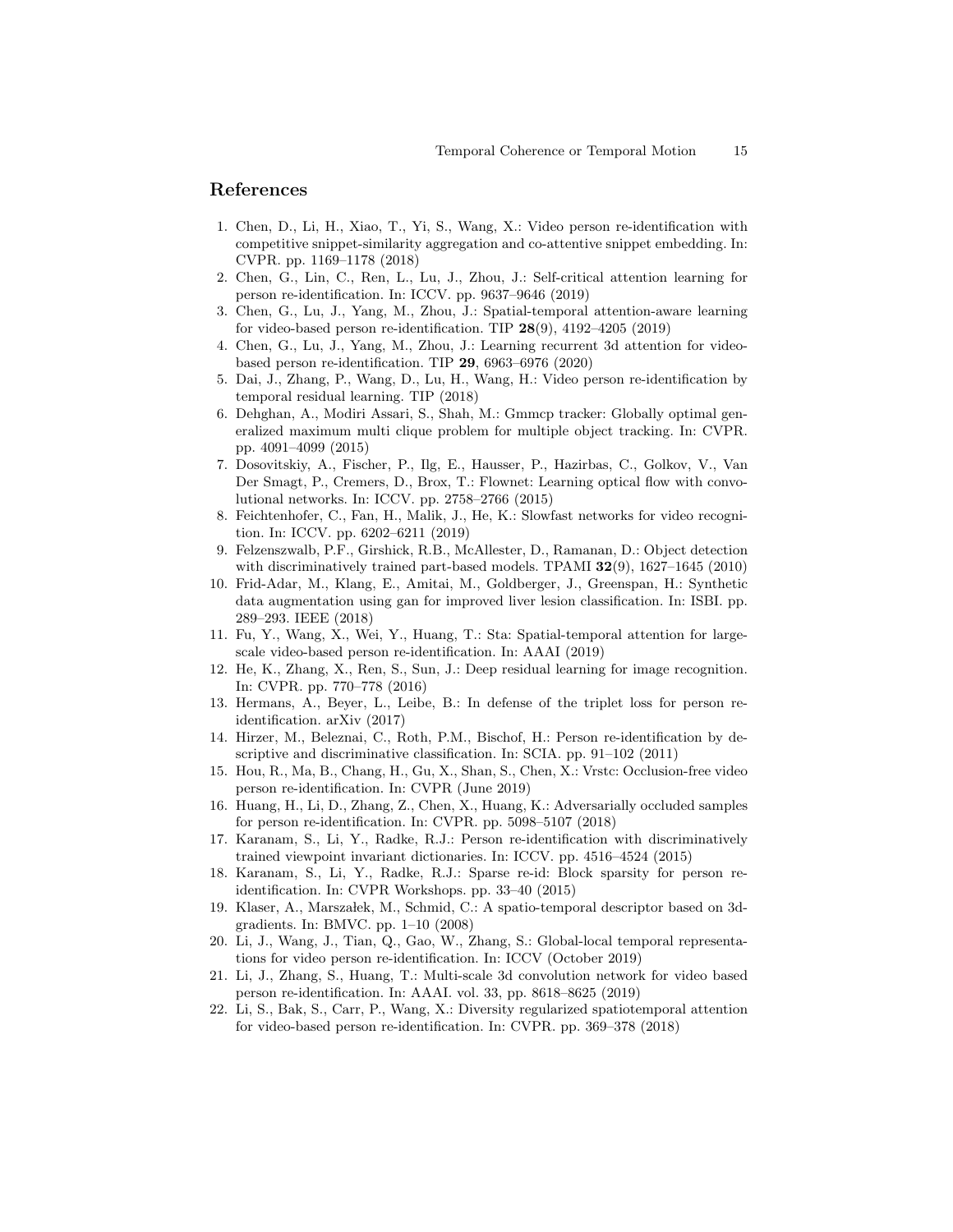## References

1. Chen, D., Li, H., Xiao, T., Yi, S., Wang, X.: Video person re-identification with competitive snippet-similarity aggregation and co-attentive snippet embedding. In: CVPR. pp. 1169–1178 (2018)
2. Chen, G., Lin, C., Ren, L., Lu, J., Zhou, J.: Self-critical attention learning for person re-identification. In: ICCV. pp. 9637–9646 (2019)
3. Chen, G., Lu, J., Yang, M., Zhou, J.: Spatial-temporal attention-aware learning for video-based person re-identification. TIP **28**(9), 4192–4205 (2019)
4. Chen, G., Lu, J., Yang, M., Zhou, J.: Learning recurrent 3d attention for video-based person re-identification. TIP **29**, 6963–6976 (2020)
5. Dai, J., Zhang, P., Wang, D., Lu, H., Wang, H.: Video person re-identification by temporal residual learning. TIP (2018)
6. Dehghan, A., Modiri Assari, S., Shah, M.: Gmmcp tracker: Globally optimal generalized maximum multi clique problem for multiple object tracking. In: CVPR. pp. 4091–4099 (2015)
7. Dosovitskiy, A., Fischer, P., Ilg, E., Hausser, P., Hazirbas, C., Golkov, V., Van Der Smagt, P., Cremers, D., Brox, T.: Flownet: Learning optical flow with convolutional networks. In: ICCV. pp. 2758–2766 (2015)
8. Feichtenhofer, C., Fan, H., Malik, J., He, K.: Slowfast networks for video recognition. In: ICCV. pp. 6202–6211 (2019)
9. Felzenszwalb, P.F., Girshick, R.B., McAllester, D., Ramanan, D.: Object detection with discriminatively trained part-based models. TPAMI **32**(9), 1627–1645 (2010)
10. Frid-Adar, M., Klang, E., Amitai, M., Goldberger, J., Greenspan, H.: Synthetic data augmentation using gan for improved liver lesion classification. In: ISBI. pp. 289–293. IEEE (2018)
11. Fu, Y., Wang, X., Wei, Y., Huang, T.: Sta: Spatial-temporal attention for large-scale video-based person re-identification. In: AAAI (2019)
12. He, K., Zhang, X., Ren, S., Sun, J.: Deep residual learning for image recognition. In: CVPR. pp. 770–778 (2016)
13. Hermans, A., Beyer, L., Leibe, B.: In defense of the triplet loss for person re-identification. arXiv (2017)
14. Hirzer, M., Beleznai, C., Roth, P.M., Bischof, H.: Person re-identification by descriptive and discriminative classification. In: SCIA. pp. 91–102 (2011)
15. Hou, R., Ma, B., Chang, H., Gu, X., Shan, S., Chen, X.: Vrstc: Occlusion-free video person re-identification. In: CVPR (June 2019)
16. Huang, H., Li, D., Zhang, Z., Chen, X., Huang, K.: Adversarially occluded samples for person re-identification. In: CVPR. pp. 5098–5107 (2018)
17. Karanam, S., Li, Y., Radke, R.J.: Person re-identification with discriminatively trained viewpoint invariant dictionaries. In: ICCV. pp. 4516–4524 (2015)
18. Karanam, S., Li, Y., Radke, R.J.: Sparse re-id: Block sparsity for person re-identification. In: CVPR Workshops. pp. 33–40 (2015)
19. Klaser, A., Marszałek, M., Schmid, C.: A spatio-temporal descriptor based on 3d-gradients. In: BMVC. pp. 1–10 (2008)
20. Li, J., Wang, J., Tian, Q., Gao, W., Zhang, S.: Global-local temporal representations for video person re-identification. In: ICCV (October 2019)
21. Li, J., Zhang, S., Huang, T.: Multi-scale 3d convolution network for video based person re-identification. In: AAAI. vol. 33, pp. 8618–8625 (2019)
22. Li, S., Bak, S., Carr, P., Wang, X.: Diversity regularized spatiotemporal attention for video-based person re-identification. In: CVPR. pp. 369–378 (2018)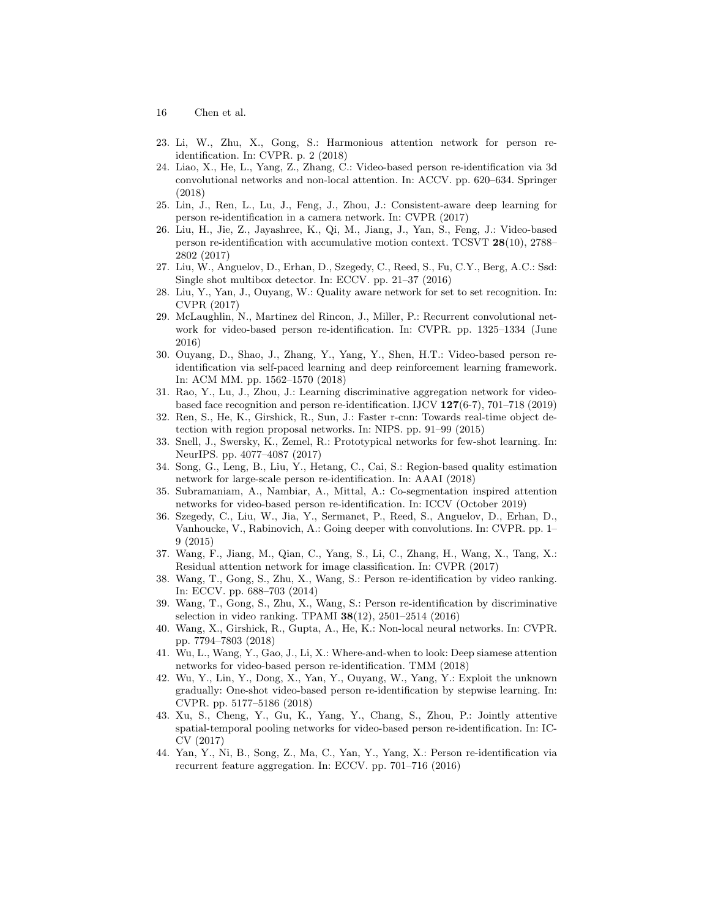23. Li, W., Zhu, X., Gong, S.: Harmonious attention network for person re-identification. In: CVPR. p. 2 (2018)
24. Liao, X., He, L., Yang, Z., Zhang, C.: Video-based person re-identification via 3d convolutional networks and non-local attention. In: ACCV. pp. 620–634. Springer (2018)
25. Lin, J., Ren, L., Lu, J., Feng, J., Zhou, J.: Consistent-aware deep learning for person re-identification in a camera network. In: CVPR (2017)
26. Liu, H., Jie, Z., Jayashree, K., Qi, M., Jiang, J., Yan, S., Feng, J.: Video-based person re-identification with accumulative motion context. TCSVT **28**(10), 2788–2802 (2017)
27. Liu, W., Anguelov, D., Erhan, D., Szegedy, C., Reed, S., Fu, C.Y., Berg, A.C.: Ssd: Single shot multibox detector. In: ECCV. pp. 21–37 (2016)
28. Liu, Y., Yan, J., Ouyang, W.: Quality aware network for set to set recognition. In: CVPR (2017)
29. McLaughlin, N., Martinez del Rincon, J., Miller, P.: Recurrent convolutional network for video-based person re-identification. In: CVPR. pp. 1325–1334 (June 2016)
30. Ouyang, D., Shao, J., Zhang, Y., Yang, Y., Shen, H.T.: Video-based person re-identification via self-paced learning and deep reinforcement learning framework. In: ACM MM. pp. 1562–1570 (2018)
31. Rao, Y., Lu, J., Zhou, J.: Learning discriminative aggregation network for video-based face recognition and person re-identification. IJCV **127**(6-7), 701–718 (2019)
32. Ren, S., He, K., Girshick, R., Sun, J.: Faster r-cnn: Towards real-time object detection with region proposal networks. In: NIPS. pp. 91–99 (2015)
33. Snell, J., Swersky, K., Zemel, R.: Prototypical networks for few-shot learning. In: NeurIPS. pp. 4077–4087 (2017)
34. Song, G., Leng, B., Liu, Y., Hetang, C., Cai, S.: Region-based quality estimation network for large-scale person re-identification. In: AAAI (2018)
35. Subramaniam, A., Nambiar, A., Mittal, A.: Co-segmentation inspired attention networks for video-based person re-identification. In: ICCV (October 2019)
36. Szegedy, C., Liu, W., Jia, Y., Sermanet, P., Reed, S., Anguelov, D., Erhan, D., Vanhoucke, V., Rabinovich, A.: Going deeper with convolutions. In: CVPR. pp. 1–9 (2015)
37. Wang, F., Jiang, M., Qian, C., Yang, S., Li, C., Zhang, H., Wang, X., Tang, X.: Residual attention network for image classification. In: CVPR (2017)
38. Wang, T., Gong, S., Zhu, X., Wang, S.: Person re-identification by video ranking. In: ECCV. pp. 688–703 (2014)
39. Wang, T., Gong, S., Zhu, X., Wang, S.: Person re-identification by discriminative selection in video ranking. TPAMI **38**(12), 2501–2514 (2016)
40. Wang, X., Girshick, R., Gupta, A., He, K.: Non-local neural networks. In: CVPR. pp. 7794–7803 (2018)
41. Wu, L., Wang, Y., Gao, J., Li, X.: Where-and-when to look: Deep siamese attention networks for video-based person re-identification. TMM (2018)
42. Wu, Y., Lin, Y., Dong, X., Yan, Y., Ouyang, W., Yang, Y.: Exploit the unknown gradually: One-shot video-based person re-identification by stepwise learning. In: CVPR. pp. 5177–5186 (2018)
43. Xu, S., Cheng, Y., Gu, K., Yang, Y., Chang, S., Zhou, P.: Jointly attentive spatial-temporal pooling networks for video-based person re-identification. In: ICCV (2017)
44. Yan, Y., Ni, B., Song, Z., Ma, C., Yan, Y., Yang, X.: Person re-identification via recurrent feature aggregation. In: ECCV. pp. 701–716 (2016)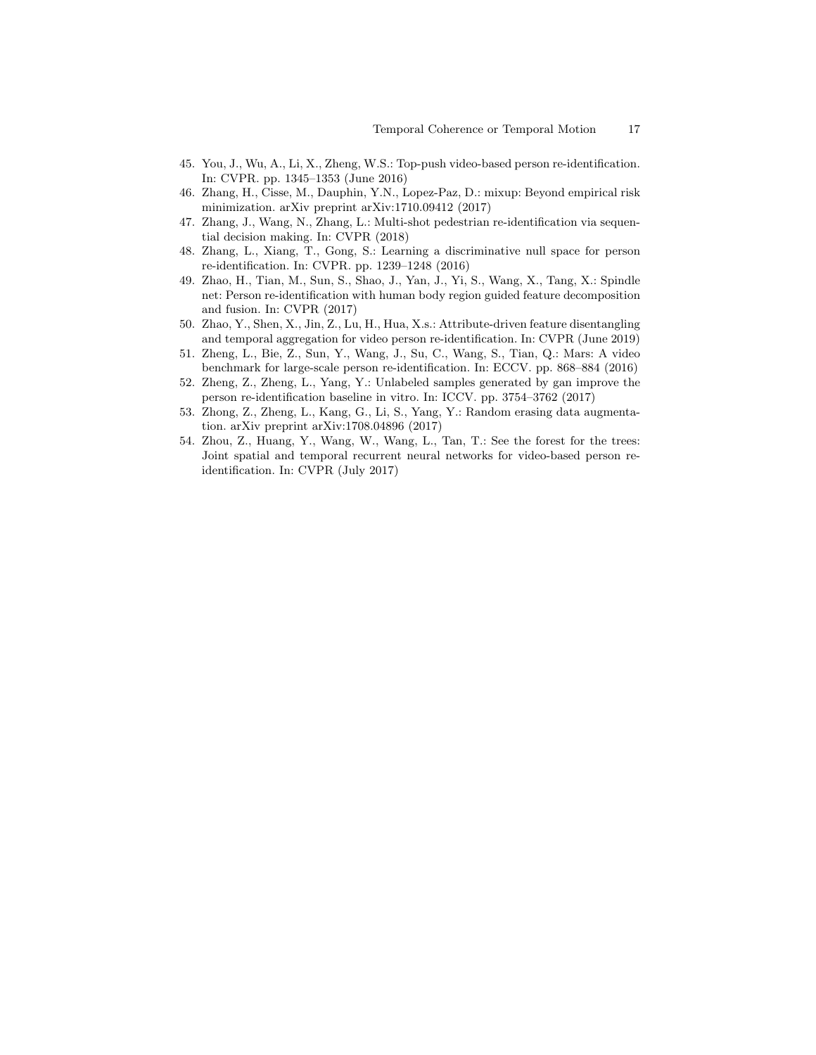45. You, J., Wu, A., Li, X., Zheng, W.S.: Top-push video-based person re-identification. In: CVPR. pp. 1345–1353 (June 2016)
46. Zhang, H., Cisse, M., Dauphin, Y.N., Lopez-Paz, D.: mixup: Beyond empirical risk minimization. arXiv preprint arXiv:1710.09412 (2017)
47. Zhang, J., Wang, N., Zhang, L.: Multi-shot pedestrian re-identification via sequential decision making. In: CVPR (2018)
48. Zhang, L., Xiang, T., Gong, S.: Learning a discriminative null space for person re-identification. In: CVPR. pp. 1239–1248 (2016)
49. Zhao, H., Tian, M., Sun, S., Shao, J., Yan, J., Yi, S., Wang, X., Tang, X.: Spindle net: Person re-identification with human body region guided feature decomposition and fusion. In: CVPR (2017)
50. Zhao, Y., Shen, X., Jin, Z., Lu, H., Hua, X.s.: Attribute-driven feature disentangling and temporal aggregation for video person re-identification. In: CVPR (June 2019)
51. Zheng, L., Bie, Z., Sun, Y., Wang, J., Su, C., Wang, S., Tian, Q.: Mars: A video benchmark for large-scale person re-identification. In: ECCV. pp. 868–884 (2016)
52. Zheng, Z., Zheng, L., Yang, Y.: Unlabeled samples generated by gan improve the person re-identification baseline in vitro. In: ICCV. pp. 3754–3762 (2017)
53. Zhong, Z., Zheng, L., Kang, G., Li, S., Yang, Y.: Random erasing data augmentation. arXiv preprint arXiv:1708.04896 (2017)
54. Zhou, Z., Huang, Y., Wang, W., Wang, L., Tan, T.: See the forest for the trees: Joint spatial and temporal recurrent neural networks for video-based person re-identification. In: CVPR (July 2017)